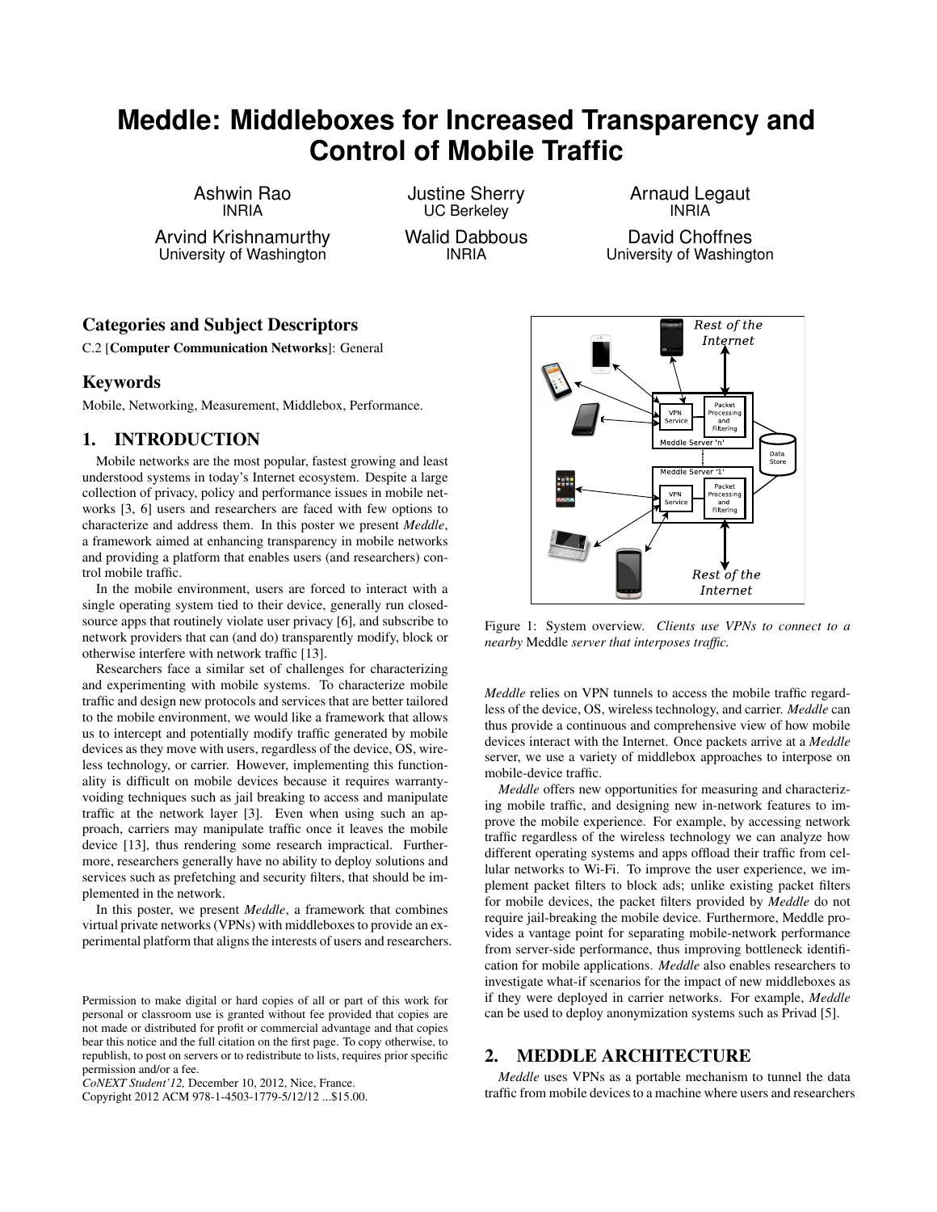# Meddle: Middleboxes for Increased Transparency and Control of Mobile Traffic

Ashwin Rao
INRIA

Justine Sherry
UC Berkeley

Arnaud Legaut
INRIA

Arvind Krishnamurthy
University of Washington

Walid Dabbous
INRIA

David Choffnes
University of Washington

## Categories and Subject Descriptors

C.2 [**Computer Communication Networks**]: General

## Keywords

Mobile, Networking, Measurement, Middlebox, Performance.

## 1. INTRODUCTION

Mobile networks are the most popular, fastest growing and least understood systems in today's Internet ecosystem. Despite a large collection of privacy, policy and performance issues in mobile networks [3, 6] users and researchers are faced with few options to characterize and address them. In this poster we present *Meddle*, a framework aimed at enhancing transparency in mobile networks and providing a platform that enables users (and researchers) control mobile traffic.

In the mobile environment, users are forced to interact with a single operating system tied to their device, generally run closed-source apps that routinely violate user privacy [6], and subscribe to network providers that can (and do) transparently modify, block or otherwise interfere with network traffic [13].

Researchers face a similar set of challenges for characterizing and experimenting with mobile systems. To characterize mobile traffic and design new protocols and services that are better tailored to the mobile environment, we would like a framework that allows us to intercept and potentially modify traffic generated by mobile devices as they move with users, regardless of the device, OS, wireless technology, or carrier. However, implementing this functionality is difficult on mobile devices because it requires warranty-voiding techniques such as jail breaking to access and manipulate traffic at the network layer [3]. Even when using such an approach, carriers may manipulate traffic once it leaves the mobile device [13], thus rendering some research impractical. Furthermore, researchers generally have no ability to deploy solutions and services such as prefetching and security filters, that should be implemented in the network.

In this poster, we present *Meddle*, a framework that combines virtual private networks (VPNs) with middleboxes to provide an experimental platform that aligns the interests of users and researchers.

Permission to make digital or hard copies of all or part of this work for personal or classroom use is granted without fee provided that copies are not made or distributed for profit or commercial advantage and that copies bear this notice and the full citation on the first page. To copy otherwise, to republish, to post on servers or to redistribute to lists, requires prior specific permission and/or a fee.
*CoNEXT Student'12,* December 10, 2012, Nice, France.
Copyright 2012 ACM 978-1-4503-1779-5/12/12 ...$15.00.

Figure 1: System overview. *Clients use VPNs to connect to a nearby* Meddle *server that interposes traffic.*

*Meddle* relies on VPN tunnels to access the mobile traffic regardless of the device, OS, wireless technology, and carrier. *Meddle* can thus provide a continuous and comprehensive view of how mobile devices interact with the Internet. Once packets arrive at a *Meddle* server, we use a variety of middlebox approaches to interpose on mobile-device traffic.

*Meddle* offers new opportunities for measuring and characterizing mobile traffic, and designing new in-network features to improve the mobile experience. For example, by accessing network traffic regardless of the wireless technology we can analyze how different operating systems and apps offload their traffic from cellular networks to Wi-Fi. To improve the user experience, we implement packet filters to block ads; unlike existing packet filters for mobile devices, the packet filters provided by *Meddle* do not require jail-breaking the mobile device. Furthermore, Meddle provides a vantage point for separating mobile-network performance from server-side performance, thus improving bottleneck identification for mobile applications. *Meddle* also enables researchers to investigate what-if scenarios for the impact of new middleboxes as if they were deployed in carrier networks. For example, *Meddle* can be used to deploy anonymization systems such as Privad [5].

## 2. MEDDLE ARCHITECTURE

*Meddle* uses VPNs as a portable mechanism to tunnel the data traffic from mobile devices to a machine where users and researchers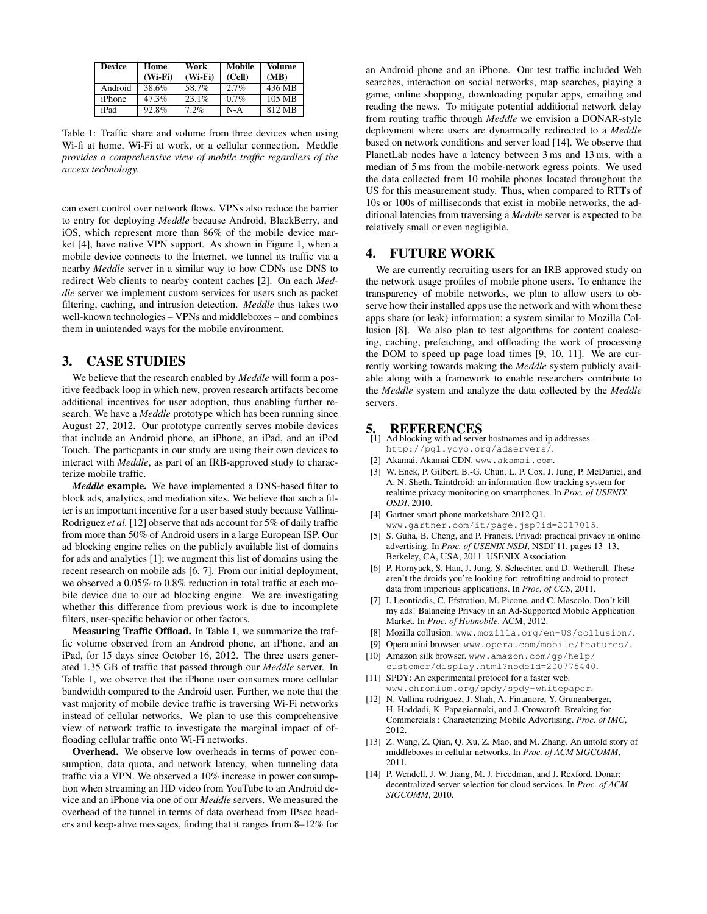| Device | Home (Wi-Fi) | Work (Wi-Fi) | Mobile (Cell) | Volume (MB) |
|---|---|---|---|---|
| Android | 38.6% | 58.7% | 2.7% | 436 MB |
| iPhone | 47.3% | 23.1% | 0.7% | 105 MB |
| iPad | 92.8% | 7.2% | N-A | 812 MB |

Table 1: Traffic share and volume from three devices when using Wi-fi at home, Wi-Fi at work, or a cellular connection. Meddle *provides a comprehensive view of mobile traffic regardless of the access technology.*

can exert control over network flows. VPNs also reduce the barrier to entry for deploying *Meddle* because Android, BlackBerry, and iOS, which represent more than 86% of the mobile device market [4], have native VPN support. As shown in Figure 1, when a mobile device connects to the Internet, we tunnel its traffic via a nearby *Meddle* server in a similar way to how CDNs use DNS to redirect Web clients to nearby content caches [2]. On each *Meddle* server we implement custom services for users such as packet filtering, caching, and intrusion detection. *Meddle* thus takes two well-known technologies – VPNs and middleboxes – and combines them in unintended ways for the mobile environment.

## 3. CASE STUDIES

We believe that the research enabled by *Meddle* will form a positive feedback loop in which new, proven research artifacts become additional incentives for user adoption, thus enabling further research. We have a *Meddle* prototype which has been running since August 27, 2012. Our prototype currently serves mobile devices that include an Android phone, an iPhone, an iPad, and an iPod Touch. The particpants in our study are using their own devices to interact with *Meddle*, as part of an IRB-approved study to characterize mobile traffic.

***Meddle* example.** We have implemented a DNS-based filter to block ads, analytics, and mediation sites. We believe that such a filter is an important incentive for a user based study because Vallina-Rodriguez *et al.* [12] observe that ads account for 5% of daily traffic from more than 50% of Android users in a large European ISP. Our ad blocking engine relies on the publicly available list of domains for ads and analytics [1]; we augment this list of domains using the recent research on mobile ads [6, 7]. From our initial deployment, we observed a 0.05% to 0.8% reduction in total traffic at each mobile device due to our ad blocking engine. We are investigating whether this difference from previous work is due to incomplete filters, user-specific behavior or other factors.

**Measuring Traffic Offload.** In Table 1, we summarize the traffic volume observed from an Android phone, an iPhone, and an iPad, for 15 days since October 16, 2012. The three users generated 1.35 GB of traffic that passed through our *Meddle* server. In Table 1, we observe that the iPhone user consumes more cellular bandwidth compared to the Android user. Further, we note that the vast majority of mobile device traffic is traversing Wi-Fi networks instead of cellular networks. We plan to use this comprehensive view of network traffic to investigate the marginal impact of offloading cellular traffic onto Wi-Fi networks.

**Overhead.** We observe low overheads in terms of power consumption, data quota, and network latency, when tunneling data traffic via a VPN. We observed a 10% increase in power consumption when streaming an HD video from YouTube to an Android device and an iPhone via one of our *Meddle* servers. We measured the overhead of the tunnel in terms of data overhead from IPsec headers and keep-alive messages, finding that it ranges from 8–12% for an Android phone and an iPhone. Our test traffic included Web searches, interaction on social networks, map searches, playing a game, online shopping, downloading popular apps, emailing and reading the news. To mitigate potential additional network delay from routing traffic through *Meddle* we envision a DONAR-style deployment where users are dynamically redirected to a *Meddle* based on network conditions and server load [14]. We observe that PlanetLab nodes have a latency between 3 ms and 13 ms, with a median of 5 ms from the mobile-network egress points. We used the data collected from 10 mobile phones located throughout the US for this measurement study. Thus, when compared to RTTs of 10s or 100s of milliseconds that exist in mobile networks, the additional latencies from traversing a *Meddle* server is expected to be relatively small or even negligible.

## 4. FUTURE WORK

We are currently recruiting users for an IRB approved study on the network usage profiles of mobile phone users. To enhance the transparency of mobile networks, we plan to allow users to observe how their installed apps use the network and with whom these apps share (or leak) information; a system similar to Mozilla Collusion [8]. We also plan to test algorithms for content coalescing, caching, prefetching, and offloading the work of processing the DOM to speed up page load times [9, 10, 11]. We are currently working towards making the *Meddle* system publicly available along with a framework to enable researchers contribute to the *Meddle* system and analyze the data collected by the *Meddle* servers.

## 5. REFERENCES

[1] Ad blocking with ad server hostnames and ip addresses. http://pgl.yoyo.org/adservers/.

[2] Akamai. Akamai CDN. www.akamai.com.

[3] W. Enck, P. Gilbert, B.-G. Chun, L. P. Cox, J. Jung, P. McDaniel, and A. N. Sheth. Taintdroid: an information-flow tracking system for realtime privacy monitoring on smartphones. In *Proc. of USENIX OSDI*, 2010.

[4] Gartner smart phone marketshare 2012 Q1. www.gartner.com/it/page.jsp?id=2017015.

[5] S. Guha, B. Cheng, and P. Francis. Privad: practical privacy in online advertising. In *Proc. of USENIX NSDI*, NSDI'11, pages 13–13, Berkeley, CA, USA, 2011. USENIX Association.

[6] P. Hornyack, S. Han, J. Jung, S. Schechter, and D. Wetherall. These aren't the droids you're looking for: retrofitting android to protect data from imperious applications. In *Proc. of CCS*, 2011.

[7] I. Leontiadis, C. Efstratiou, M. Picone, and C. Mascolo. Don't kill my ads! Balancing Privacy in an Ad-Supported Mobile Application Market. In *Proc. of Hotmobile*. ACM, 2012.

[8] Mozilla collusion. www.mozilla.org/en-US/collusion/.

[9] Opera mini browser. www.opera.com/mobile/features/.

[10] Amazon silk browser. www.amazon.com/gp/help/customer/display.html?nodeId=200775440.

[11] SPDY: An experimental protocol for a faster web. www.chromium.org/spdy/spdy-whitepaper.

[12] N. Vallina-rodriguez, J. Shah, A. Finamore, Y. Grunenberger, H. Haddadi, K. Papagiannaki, and J. Crowcroft. Breaking for Commercials : Characterizing Mobile Advertising. *Proc. of IMC*, 2012.

[13] Z. Wang, Z. Qian, Q. Xu, Z. Mao, and M. Zhang. An untold story of middleboxes in cellular networks. In *Proc. of ACM SIGCOMM*, 2011.

[14] P. Wendell, J. W. Jiang, M. J. Freedman, and J. Rexford. Donar: decentralized server selection for cloud services. In *Proc. of ACM SIGCOMM*, 2010.